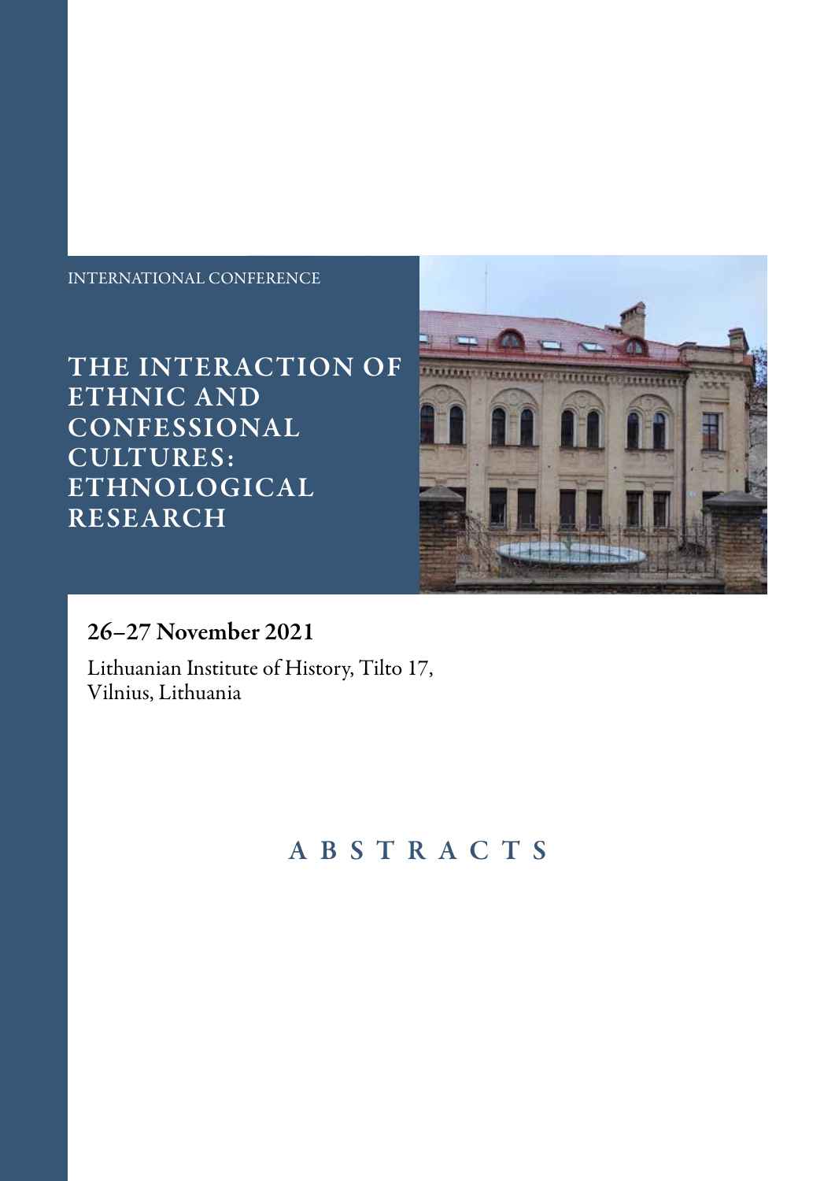INTERNATIONAL CONFERENCE

# THE INTERACTION OF ETHNIC AND CONFESSIONAL CULTURES: ETHNOLOGICAL RESEARCH

## 26–27 November 2021

Lithuanian Institute of History, Tilto 17,
Vilnius, Lithuania

# ABSTRACTS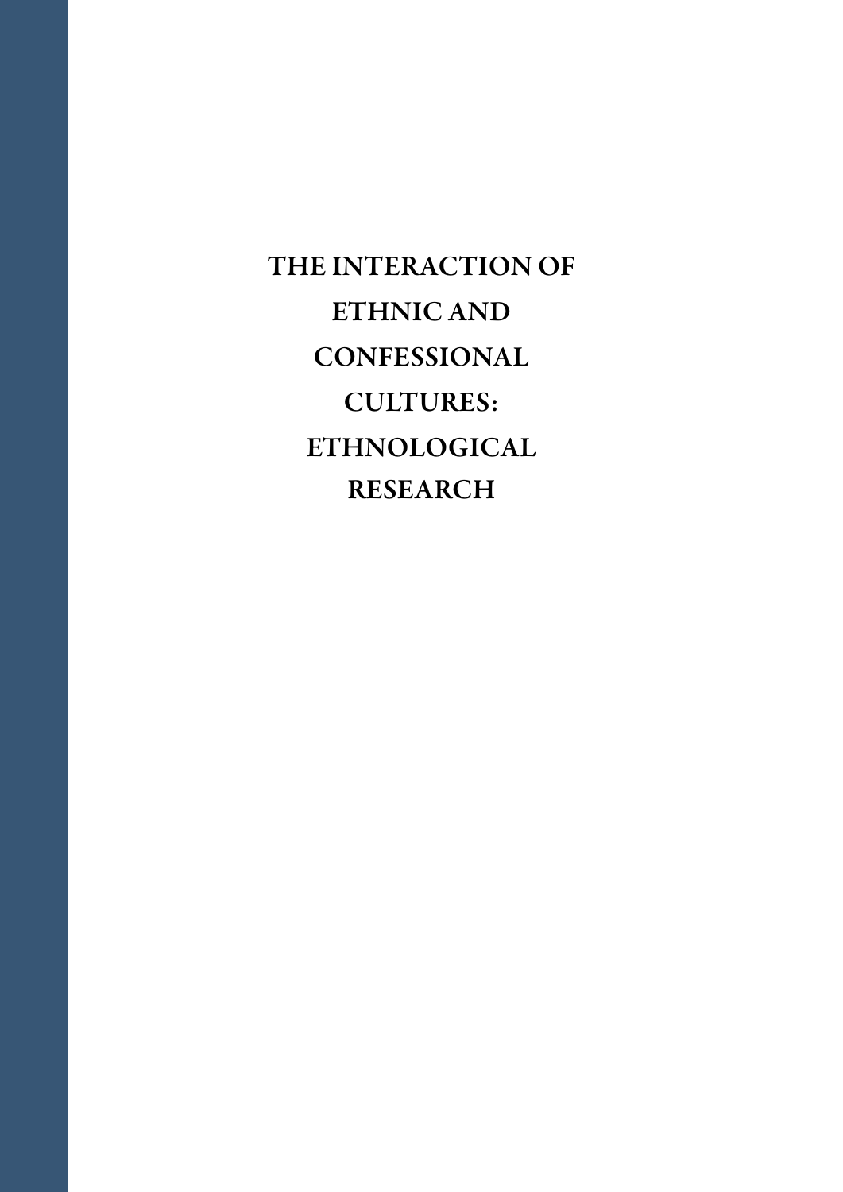# THE INTERACTION OF ETHNIC AND CONFESSIONAL CULTURES: ETHNOLOGICAL RESEARCH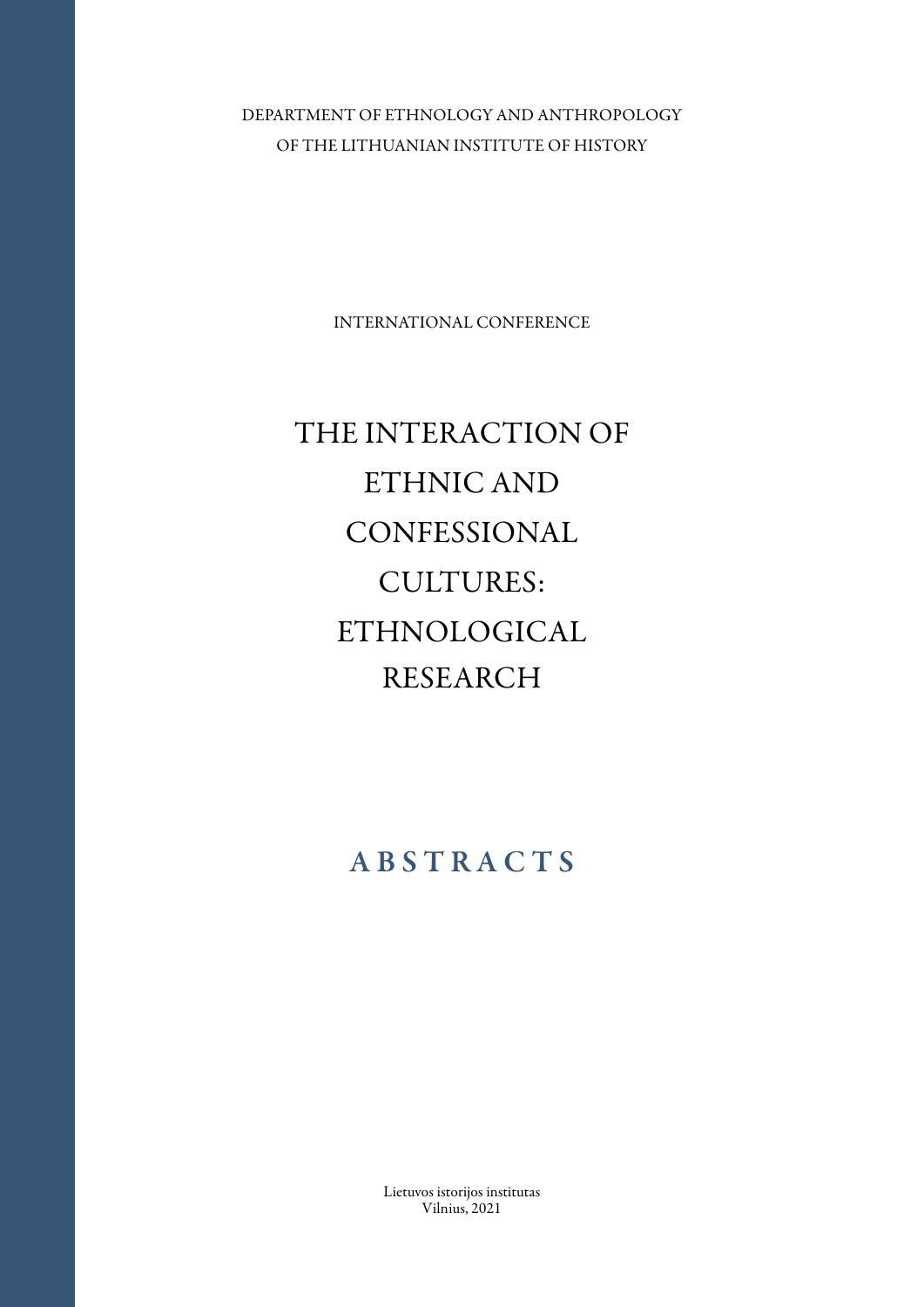DEPARTMENT OF ETHNOLOGY AND ANTHROPOLOGY
OF THE LITHUANIAN INSTITUTE OF HISTORY

INTERNATIONAL CONFERENCE

# THE INTERACTION OF ETHNIC AND CONFESSIONAL CULTURES: ETHNOLOGICAL RESEARCH

## ABSTRACTS

Lietuvos istorijos institutas
Vilnius, 2021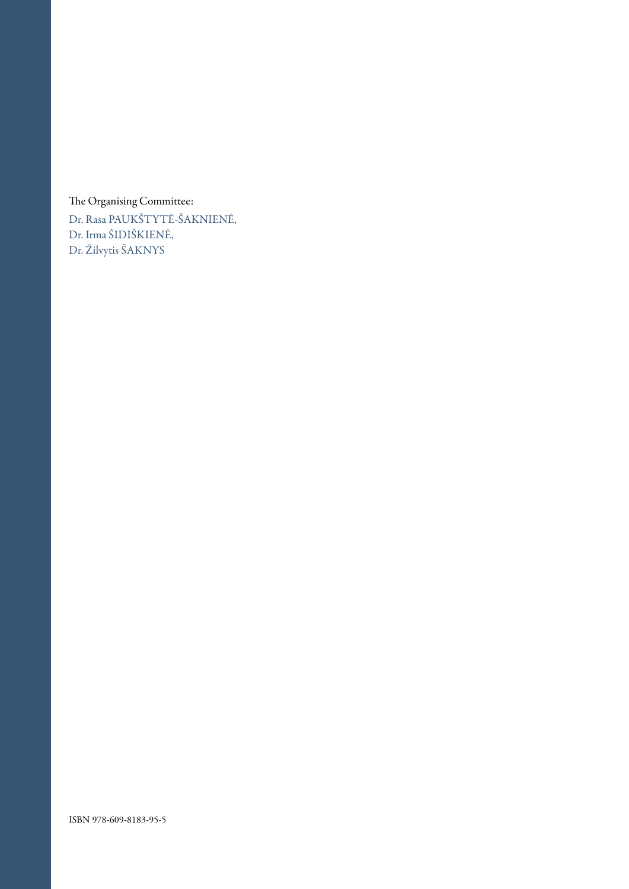The Organising Committee:

Dr. Rasa PAUKŠTYTĖ-ŠAKNIENĖ,
Dr. Irma ŠIDIŠKIENĖ,
Dr. Žilvytis ŠAKNYS

ISBN 978-609-8183-95-5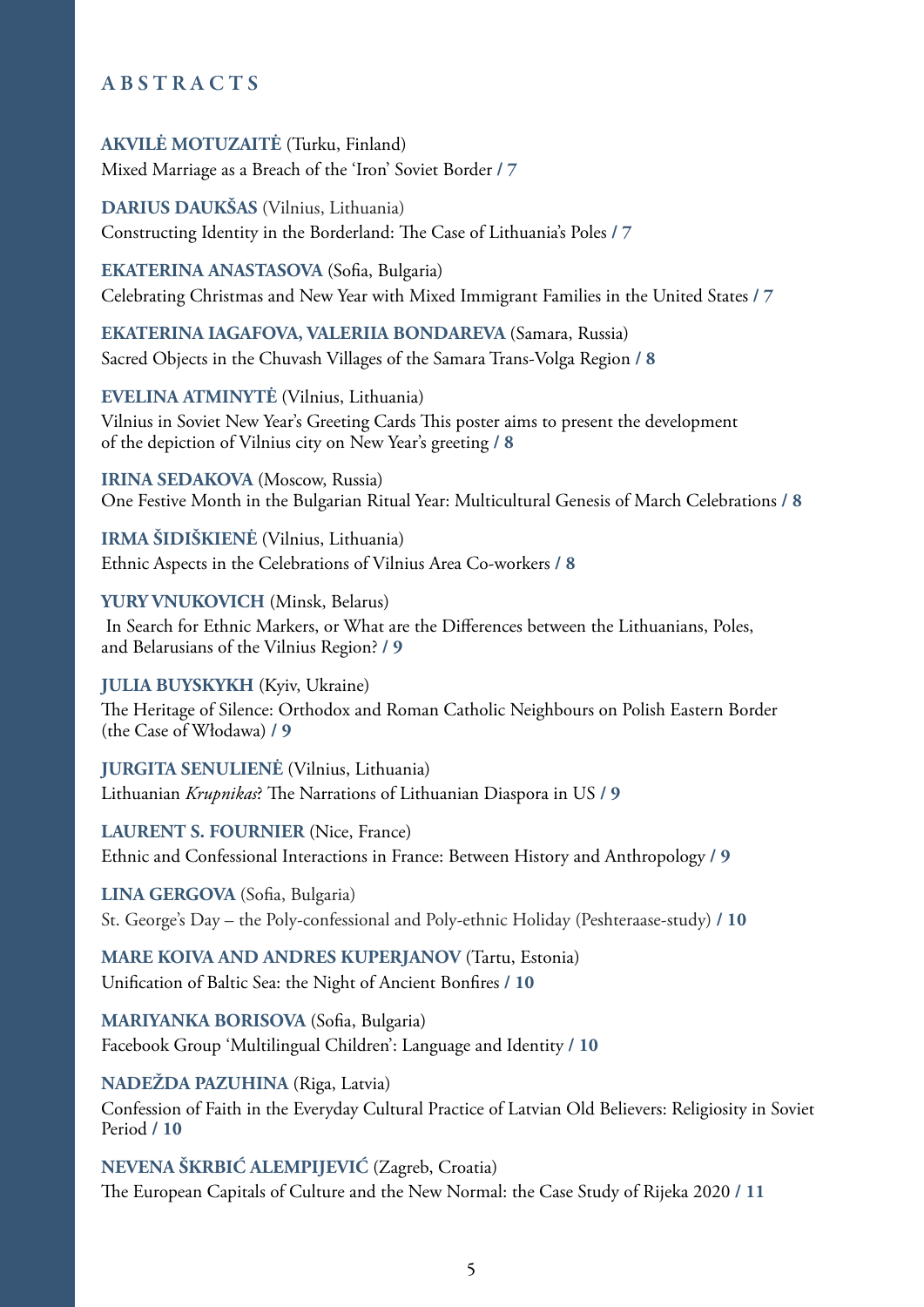## ABSTRACTS

**AKVILĖ MOTUZAITĖ** (Turku, Finland)
Mixed Marriage as a Breach of the 'Iron' Soviet Border **/ 7**

**DARIUS DAUKŠAS** (Vilnius, Lithuania)
Constructing Identity in the Borderland: The Case of Lithuania's Poles **/ 7**

**EKATERINA ANASTASOVA** (Sofia, Bulgaria)
Celebrating Christmas and New Year with Mixed Immigrant Families in the United States **/ 7**

**EKATERINA IAGAFOVA, VALERIIA BONDAREVA** (Samara, Russia)
Sacred Objects in the Chuvash Villages of the Samara Trans-Volga Region **/ 8**

**EVELINA ATMINYTĖ** (Vilnius, Lithuania)
Vilnius in Soviet New Year's Greeting Cards This poster aims to present the development of the depiction of Vilnius city on New Year's greeting **/ 8**

**IRINA SEDAKOVA** (Moscow, Russia)
One Festive Month in the Bulgarian Ritual Year: Multicultural Genesis of March Celebrations **/ 8**

**IRMA ŠIDIŠKIENĖ** (Vilnius, Lithuania)
Ethnic Aspects in the Celebrations of Vilnius Area Co-workers **/ 8**

**YURY VNUKOVICH** (Minsk, Belarus)
In Search for Ethnic Markers, or What are the Differences between the Lithuanians, Poles, and Belarusians of the Vilnius Region? **/ 9**

**JULIA BUYSKYKH** (Kyiv, Ukraine)
The Heritage of Silence: Orthodox and Roman Catholic Neighbours on Polish Eastern Border (the Case of Włodawa) **/ 9**

**JURGITA SENULIENĖ** (Vilnius, Lithuania)
Lithuanian *Krupnikas*? The Narrations of Lithuanian Diaspora in US **/ 9**

**LAURENT S. FOURNIER** (Nice, France)
Ethnic and Confessional Interactions in France: Between History and Anthropology **/ 9**

**LINA GERGOVA** (Sofia, Bulgaria)
St. George's Day – the Poly-confessional and Poly-ethnic Holiday (Peshteraase-study) **/ 10**

**MARE KOIVA AND ANDRES KUPERJANOV** (Tartu, Estonia)
Unification of Baltic Sea: the Night of Ancient Bonfires **/ 10**

**MARIYANKA BORISOVA** (Sofia, Bulgaria)
Facebook Group 'Multilingual Children': Language and Identity **/ 10**

**NADEŽDA PAZUHINA** (Riga, Latvia)
Confession of Faith in the Everyday Cultural Practice of Latvian Old Believers: Religiosity in Soviet Period **/ 10**

**NEVENA ŠKRBIĆ ALEMPIJEVIĆ** (Zagreb, Croatia)
The European Capitals of Culture and the New Normal: the Case Study of Rijeka 2020 **/ 11**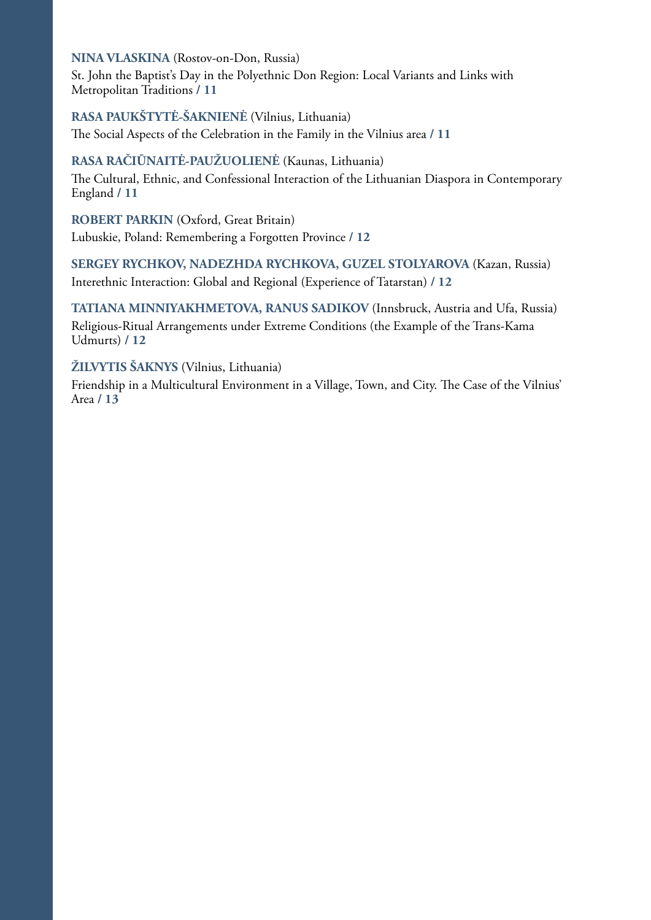**NINA VLASKINA** (Rostov-on-Don, Russia)
St. John the Baptist's Day in the Polyethnic Don Region: Local Variants and Links with Metropolitan Traditions **/ 11**

**RASA PAUKŠTYTĖ-ŠAKNIENĖ** (Vilnius, Lithuania)
The Social Aspects of the Celebration in the Family in the Vilnius area **/ 11**

**RASA RAČIŪNAITĖ-PAUŽUOLIENĖ** (Kaunas, Lithuania)
The Cultural, Ethnic, and Confessional Interaction of the Lithuanian Diaspora in Contemporary England **/ 11**

**ROBERT PARKIN** (Oxford, Great Britain)
Lubuskie, Poland: Remembering a Forgotten Province **/ 12**

**SERGEY RYCHKOV, NADEZHDA RYCHKOVA, GUZEL STOLYAROVA** (Kazan, Russia)
Interethnic Interaction: Global and Regional (Experience of Tatarstan) **/ 12**

**TATIANA MINNIYAKHMETOVA, RANUS SADIKOV** (Innsbruck, Austria and Ufa, Russia)
Religious-Ritual Arrangements under Extreme Conditions (the Example of the Trans-Kama Udmurts) **/ 12**

**ŽILVYTIS ŠAKNYS** (Vilnius, Lithuania)
Friendship in a Multicultural Environment in a Village, Town, and City. The Case of the Vilnius' Area **/ 13**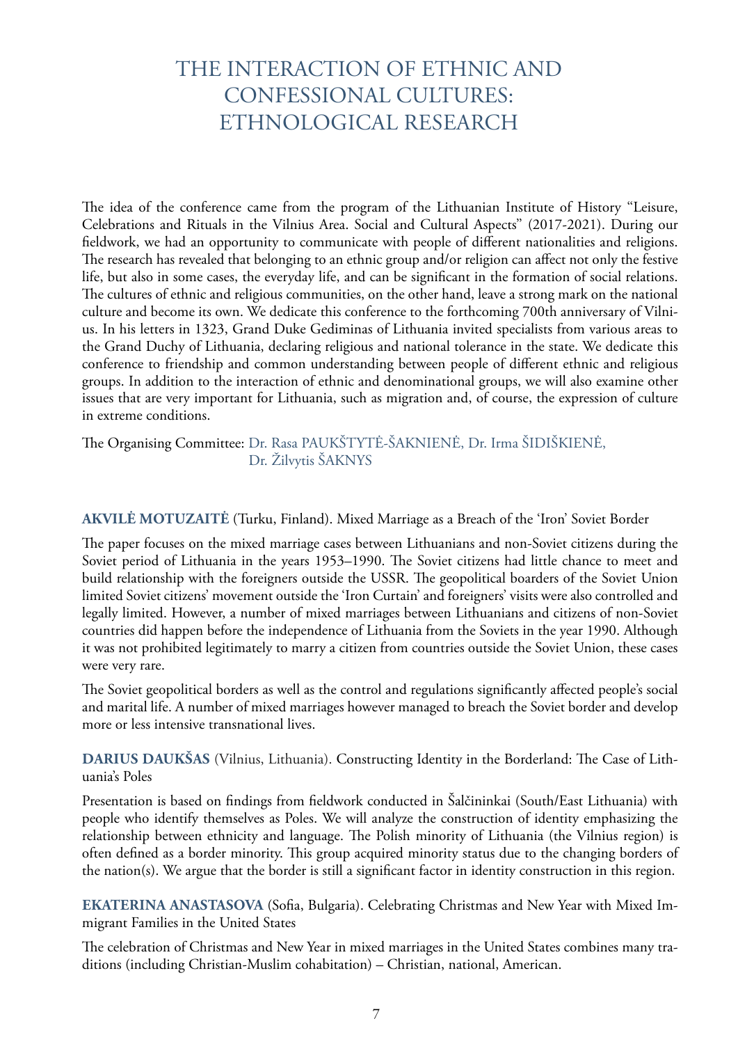# THE INTERACTION OF ETHNIC AND CONFESSIONAL CULTURES: ETHNOLOGICAL RESEARCH

The idea of the conference came from the program of the Lithuanian Institute of History "Leisure, Celebrations and Rituals in the Vilnius Area. Social and Cultural Aspects" (2017-2021). During our fieldwork, we had an opportunity to communicate with people of different nationalities and religions. The research has revealed that belonging to an ethnic group and/or religion can affect not only the festive life, but also in some cases, the everyday life, and can be significant in the formation of social relations. The cultures of ethnic and religious communities, on the other hand, leave a strong mark on the national culture and become its own. We dedicate this conference to the forthcoming 700th anniversary of Vilnius. In his letters in 1323, Grand Duke Gediminas of Lithuania invited specialists from various areas to the Grand Duchy of Lithuania, declaring religious and national tolerance in the state. We dedicate this conference to friendship and common understanding between people of different ethnic and religious groups. In addition to the interaction of ethnic and denominational groups, we will also examine other issues that are very important for Lithuania, such as migration and, of course, the expression of culture in extreme conditions.

The Organising Committee: Dr. Rasa PAUKŠTYTĖ-ŠAKNIENĖ, Dr. Irma ŠIDIŠKIENĖ, Dr. Žilvytis ŠAKNYS

**AKVILĖ MOTUZAITĖ** (Turku, Finland). Mixed Marriage as a Breach of the 'Iron' Soviet Border

The paper focuses on the mixed marriage cases between Lithuanians and non-Soviet citizens during the Soviet period of Lithuania in the years 1953–1990. The Soviet citizens had little chance to meet and build relationship with the foreigners outside the USSR. The geopolitical boarders of the Soviet Union limited Soviet citizens' movement outside the 'Iron Curtain' and foreigners' visits were also controlled and legally limited. However, a number of mixed marriages between Lithuanians and citizens of non-Soviet countries did happen before the independence of Lithuania from the Soviets in the year 1990. Although it was not prohibited legitimately to marry a citizen from countries outside the Soviet Union, these cases were very rare.

The Soviet geopolitical borders as well as the control and regulations significantly affected people's social and marital life. A number of mixed marriages however managed to breach the Soviet border and develop more or less intensive transnational lives.

**DARIUS DAUKŠAS** (Vilnius, Lithuania). Constructing Identity in the Borderland: The Case of Lithuania's Poles

Presentation is based on findings from fieldwork conducted in Šalčininkai (South/East Lithuania) with people who identify themselves as Poles. We will analyze the construction of identity emphasizing the relationship between ethnicity and language. The Polish minority of Lithuania (the Vilnius region) is often defined as a border minority. This group acquired minority status due to the changing borders of the nation(s). We argue that the border is still a significant factor in identity construction in this region.

**EKATERINA ANASTASOVA** (Sofia, Bulgaria). Celebrating Christmas and New Year with Mixed Immigrant Families in the United States

The celebration of Christmas and New Year in mixed marriages in the United States combines many traditions (including Christian-Muslim cohabitation) – Christian, national, American.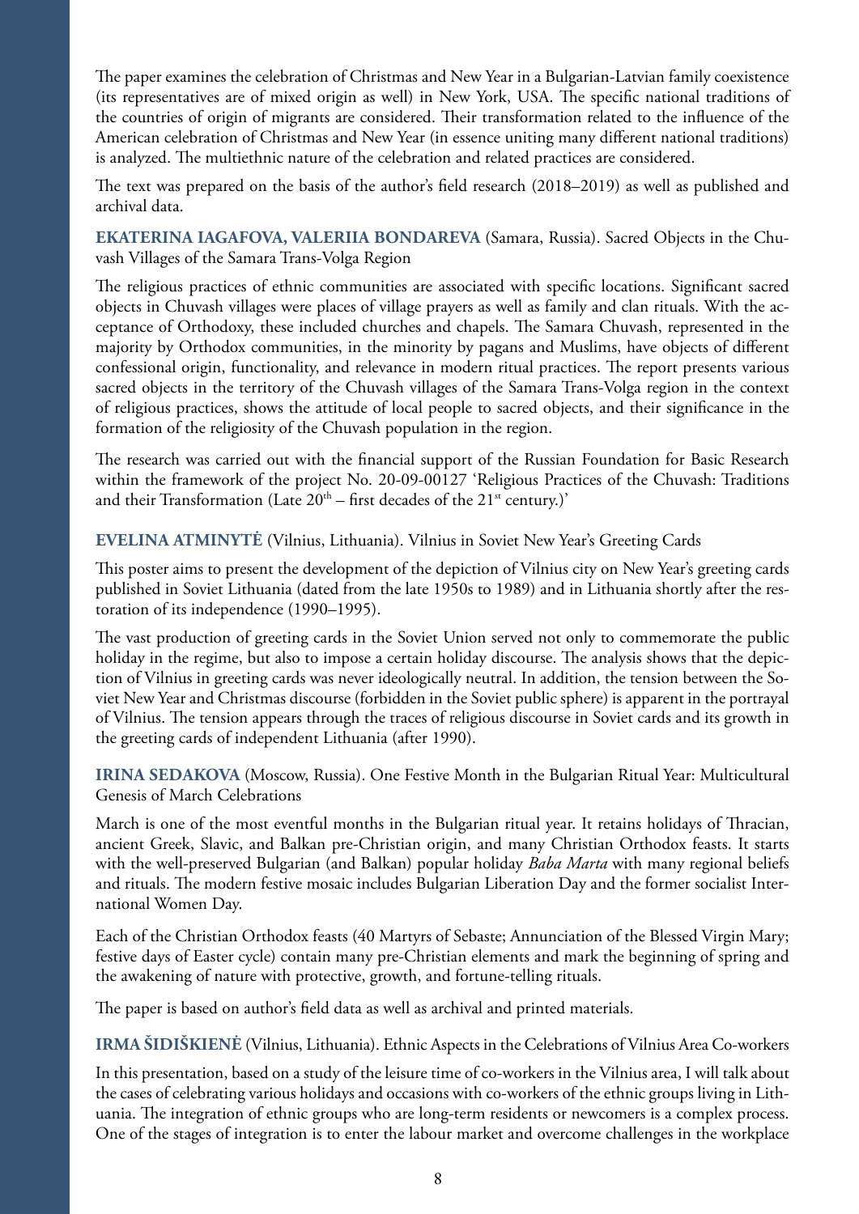The paper examines the celebration of Christmas and New Year in a Bulgarian-Latvian family coexistence (its representatives are of mixed origin as well) in New York, USA. The specific national traditions of the countries of origin of migrants are considered. Their transformation related to the influence of the American celebration of Christmas and New Year (in essence uniting many different national traditions) is analyzed. The multiethnic nature of the celebration and related practices are considered.

The text was prepared on the basis of the author's field research (2018–2019) as well as published and archival data.

**EKATERINA IAGAFOVA, VALERIIA BONDAREVA** (Samara, Russia). Sacred Objects in the Chuvash Villages of the Samara Trans-Volga Region

The religious practices of ethnic communities are associated with specific locations. Significant sacred objects in Chuvash villages were places of village prayers as well as family and clan rituals. With the acceptance of Orthodoxy, these included churches and chapels. The Samara Chuvash, represented in the majority by Orthodox communities, in the minority by pagans and Muslims, have objects of different confessional origin, functionality, and relevance in modern ritual practices. The report presents various sacred objects in the territory of the Chuvash villages of the Samara Trans-Volga region in the context of religious practices, shows the attitude of local people to sacred objects, and their significance in the formation of the religiosity of the Chuvash population in the region.

The research was carried out with the financial support of the Russian Foundation for Basic Research within the framework of the project No. 20-09-00127 'Religious Practices of the Chuvash: Traditions and their Transformation (Late 20th – first decades of the 21st century.)'

**EVELINA ATMINYTĖ** (Vilnius, Lithuania). Vilnius in Soviet New Year's Greeting Cards

This poster aims to present the development of the depiction of Vilnius city on New Year's greeting cards published in Soviet Lithuania (dated from the late 1950s to 1989) and in Lithuania shortly after the restoration of its independence (1990–1995).

The vast production of greeting cards in the Soviet Union served not only to commemorate the public holiday in the regime, but also to impose a certain holiday discourse. The analysis shows that the depiction of Vilnius in greeting cards was never ideologically neutral. In addition, the tension between the Soviet New Year and Christmas discourse (forbidden in the Soviet public sphere) is apparent in the portrayal of Vilnius. The tension appears through the traces of religious discourse in Soviet cards and its growth in the greeting cards of independent Lithuania (after 1990).

**IRINA SEDAKOVA** (Moscow, Russia). One Festive Month in the Bulgarian Ritual Year: Multicultural Genesis of March Celebrations

March is one of the most eventful months in the Bulgarian ritual year. It retains holidays of Thracian, ancient Greek, Slavic, and Balkan pre-Christian origin, and many Christian Orthodox feasts. It starts with the well-preserved Bulgarian (and Balkan) popular holiday *Baba Marta* with many regional beliefs and rituals. The modern festive mosaic includes Bulgarian Liberation Day and the former socialist International Women Day.

Each of the Christian Orthodox feasts (40 Martyrs of Sebaste; Annunciation of the Blessed Virgin Mary; festive days of Easter cycle) contain many pre-Christian elements and mark the beginning of spring and the awakening of nature with protective, growth, and fortune-telling rituals.

The paper is based on author's field data as well as archival and printed materials.

**IRMA ŠIDIŠKIENĖ** (Vilnius, Lithuania). Ethnic Aspects in the Celebrations of Vilnius Area Co-workers

In this presentation, based on a study of the leisure time of co-workers in the Vilnius area, I will talk about the cases of celebrating various holidays and occasions with co-workers of the ethnic groups living in Lithuania. The integration of ethnic groups who are long-term residents or newcomers is a complex process. One of the stages of integration is to enter the labour market and overcome challenges in the workplace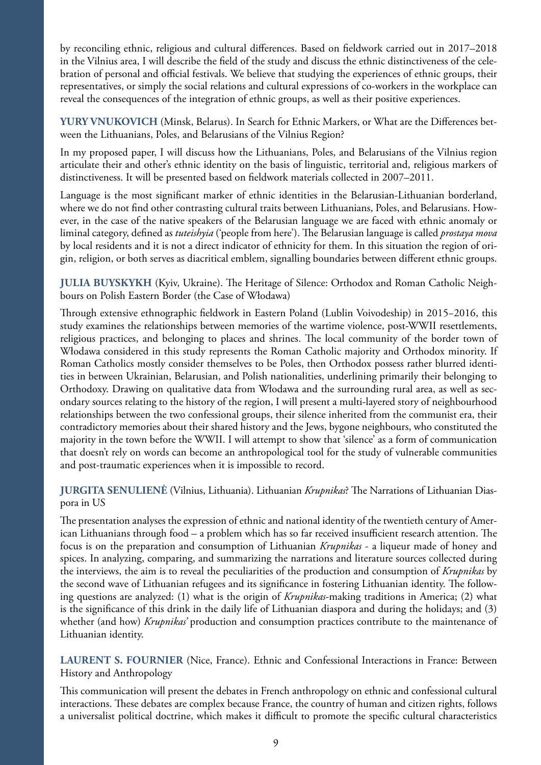by reconciling ethnic, religious and cultural differences. Based on fieldwork carried out in 2017–2018 in the Vilnius area, I will describe the field of the study and discuss the ethnic distinctiveness of the celebration of personal and official festivals. We believe that studying the experiences of ethnic groups, their representatives, or simply the social relations and cultural expressions of co-workers in the workplace can reveal the consequences of the integration of ethnic groups, as well as their positive experiences.

**YURY VNUKOVICH** (Minsk, Belarus). In Search for Ethnic Markers, or What are the Differences between the Lithuanians, Poles, and Belarusians of the Vilnius Region?

In my proposed paper, I will discuss how the Lithuanians, Poles, and Belarusians of the Vilnius region articulate their and other's ethnic identity on the basis of linguistic, territorial and, religious markers of distinctiveness. It will be presented based on fieldwork materials collected in 2007–2011.

Language is the most significant marker of ethnic identities in the Belarusian-Lithuanian borderland, where we do not find other contrasting cultural traits between Lithuanians, Poles, and Belarusians. However, in the case of the native speakers of the Belarusian language we are faced with ethnic anomaly or liminal category, defined as *tuteishyia* ('people from here'). The Belarusian language is called *prostaya mova* by local residents and it is not a direct indicator of ethnicity for them. In this situation the region of origin, religion, or both serves as diacritical emblem, signalling boundaries between different ethnic groups.

**JULIA BUYSKYKH** (Kyiv, Ukraine). The Heritage of Silence: Orthodox and Roman Catholic Neighbours on Polish Eastern Border (the Case of Włodawa)

Through extensive ethnographic fieldwork in Eastern Poland (Lublin Voivodeship) in 2015–2016, this study examines the relationships between memories of the wartime violence, post-WWII resettlements, religious practices, and belonging to places and shrines. The local community of the border town of Włodawa considered in this study represents the Roman Catholic majority and Orthodox minority. If Roman Catholics mostly consider themselves to be Poles, then Orthodox possess rather blurred identities in between Ukrainian, Belarusian, and Polish nationalities, underlining primarily their belonging to Orthodoxy. Drawing on qualitative data from Włodawa and the surrounding rural area, as well as secondary sources relating to the history of the region, I will present a multi-layered story of neighbourhood relationships between the two confessional groups, their silence inherited from the communist era, their contradictory memories about their shared history and the Jews, bygone neighbours, who constituted the majority in the town before the WWII. I will attempt to show that 'silence' as a form of communication that doesn't rely on words can become an anthropological tool for the study of vulnerable communities and post-traumatic experiences when it is impossible to record.

**JURGITA SENULIENĖ** (Vilnius, Lithuania). Lithuanian *Krupnikas*? The Narrations of Lithuanian Diaspora in US

The presentation analyses the expression of ethnic and national identity of the twentieth century of American Lithuanians through food – a problem which has so far received insufficient research attention. The focus is on the preparation and consumption of Lithuanian *Krupnikas* - a liqueur made of honey and spices. In analyzing, comparing, and summarizing the narrations and literature sources collected during the interviews, the aim is to reveal the peculiarities of the production and consumption of *Krupnikas* by the second wave of Lithuanian refugees and its significance in fostering Lithuanian identity. The following questions are analyzed: (1) what is the origin of *Krupnikas*-making traditions in America; (2) what is the significance of this drink in the daily life of Lithuanian diaspora and during the holidays; and (3) whether (and how) *Krupnikas'* production and consumption practices contribute to the maintenance of Lithuanian identity.

**LAURENT S. FOURNIER** (Nice, France). Ethnic and Confessional Interactions in France: Between History and Anthropology

This communication will present the debates in French anthropology on ethnic and confessional cultural interactions. These debates are complex because France, the country of human and citizen rights, follows a universalist political doctrine, which makes it difficult to promote the specific cultural characteristics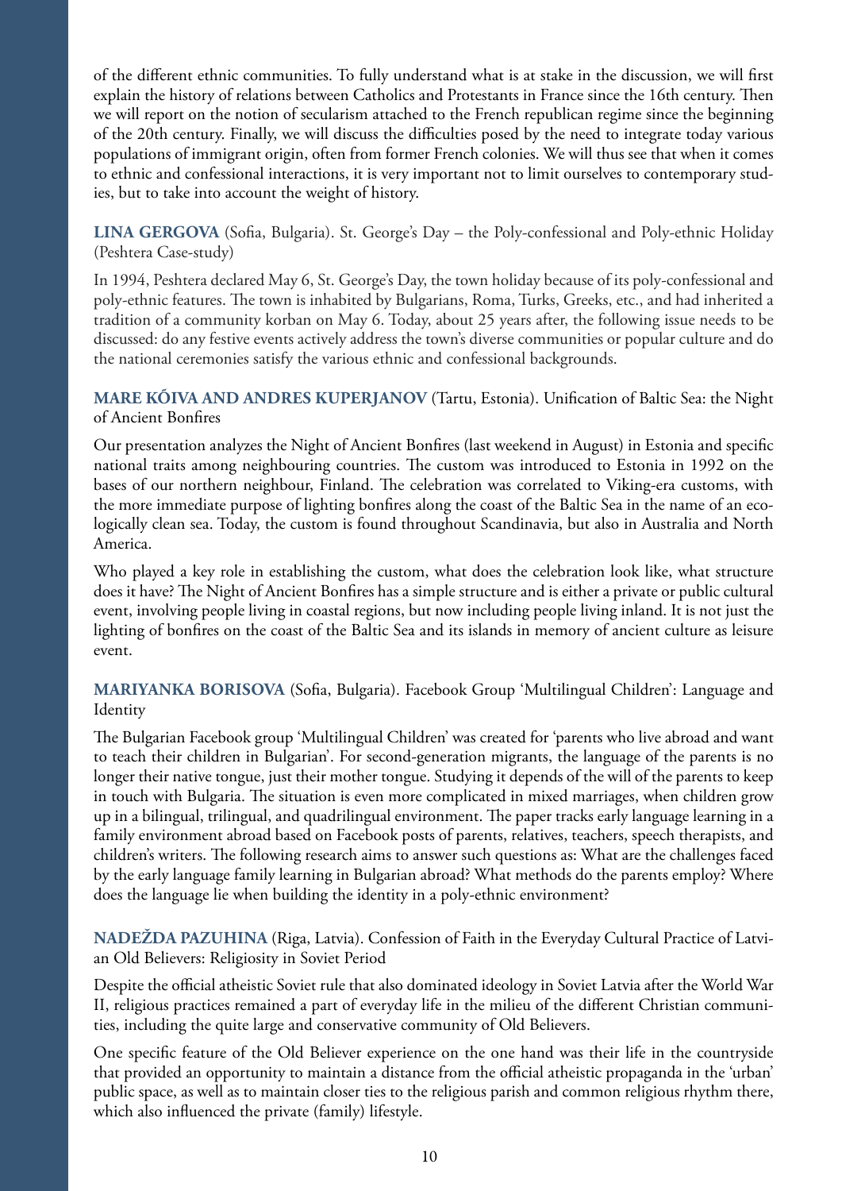of the different ethnic communities. To fully understand what is at stake in the discussion, we will first explain the history of relations between Catholics and Protestants in France since the 16th century. Then we will report on the notion of secularism attached to the French republican regime since the beginning of the 20th century. Finally, we will discuss the difficulties posed by the need to integrate today various populations of immigrant origin, often from former French colonies. We will thus see that when it comes to ethnic and confessional interactions, it is very important not to limit ourselves to contemporary studies, but to take into account the weight of history.

**LINA GERGOVA** (Sofia, Bulgaria). St. George's Day – the Poly-confessional and Poly-ethnic Holiday (Peshtera Case-study)

In 1994, Peshtera declared May 6, St. George's Day, the town holiday because of its poly-confessional and poly-ethnic features. The town is inhabited by Bulgarians, Roma, Turks, Greeks, etc., and had inherited a tradition of a community korban on May 6. Today, about 25 years after, the following issue needs to be discussed: do any festive events actively address the town's diverse communities or popular culture and do the national ceremonies satisfy the various ethnic and confessional backgrounds.

**MARE KÕIVA AND ANDRES KUPERJANOV** (Tartu, Estonia). Unification of Baltic Sea: the Night of Ancient Bonfires

Our presentation analyzes the Night of Ancient Bonfires (last weekend in August) in Estonia and specific national traits among neighbouring countries. The custom was introduced to Estonia in 1992 on the bases of our northern neighbour, Finland. The celebration was correlated to Viking-era customs, with the more immediate purpose of lighting bonfires along the coast of the Baltic Sea in the name of an ecologically clean sea. Today, the custom is found throughout Scandinavia, but also in Australia and North America.

Who played a key role in establishing the custom, what does the celebration look like, what structure does it have? The Night of Ancient Bonfires has a simple structure and is either a private or public cultural event, involving people living in coastal regions, but now including people living inland. It is not just the lighting of bonfires on the coast of the Baltic Sea and its islands in memory of ancient culture as leisure event.

**MARIYANKA BORISOVA** (Sofia, Bulgaria). Facebook Group 'Multilingual Children': Language and Identity

The Bulgarian Facebook group 'Multilingual Children' was created for 'parents who live abroad and want to teach their children in Bulgarian'. For second-generation migrants, the language of the parents is no longer their native tongue, just their mother tongue. Studying it depends of the will of the parents to keep in touch with Bulgaria. The situation is even more complicated in mixed marriages, when children grow up in a bilingual, trilingual, and quadrilingual environment. The paper tracks early language learning in a family environment abroad based on Facebook posts of parents, relatives, teachers, speech therapists, and children's writers. The following research aims to answer such questions as: What are the challenges faced by the early language family learning in Bulgarian abroad? What methods do the parents employ? Where does the language lie when building the identity in a poly-ethnic environment?

**NADEŽDA PAZUHINA** (Riga, Latvia). Confession of Faith in the Everyday Cultural Practice of Latvian Old Believers: Religiosity in Soviet Period

Despite the official atheistic Soviet rule that also dominated ideology in Soviet Latvia after the World War II, religious practices remained a part of everyday life in the milieu of the different Christian communities, including the quite large and conservative community of Old Believers.

One specific feature of the Old Believer experience on the one hand was their life in the countryside that provided an opportunity to maintain a distance from the official atheistic propaganda in the 'urban' public space, as well as to maintain closer ties to the religious parish and common religious rhythm there, which also influenced the private (family) lifestyle.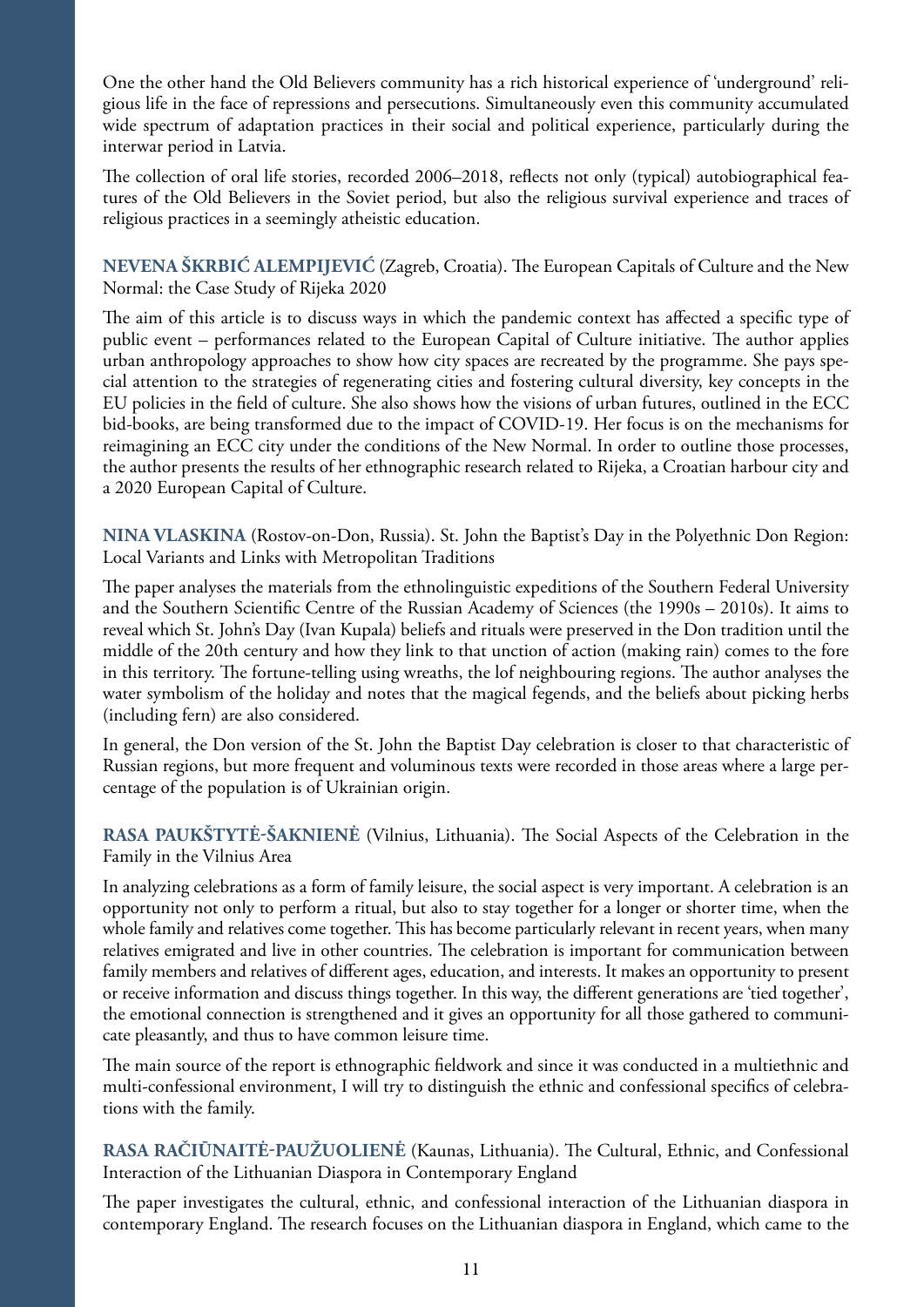One the other hand the Old Believers community has a rich historical experience of 'underground' religious life in the face of repressions and persecutions. Simultaneously even this community accumulated wide spectrum of adaptation practices in their social and political experience, particularly during the interwar period in Latvia.

The collection of oral life stories, recorded 2006–2018, reflects not only (typical) autobiographical features of the Old Believers in the Soviet period, but also the religious survival experience and traces of religious practices in a seemingly atheistic education.

**NEVENA ŠKRBIĆ ALEMPIJEVIĆ** (Zagreb, Croatia). The European Capitals of Culture and the New Normal: the Case Study of Rijeka 2020

The aim of this article is to discuss ways in which the pandemic context has affected a specific type of public event – performances related to the European Capital of Culture initiative. The author applies urban anthropology approaches to show how city spaces are recreated by the programme. She pays special attention to the strategies of regenerating cities and fostering cultural diversity, key concepts in the EU policies in the field of culture. She also shows how the visions of urban futures, outlined in the ECC bid-books, are being transformed due to the impact of COVID-19. Her focus is on the mechanisms for reimagining an ECC city under the conditions of the New Normal. In order to outline those processes, the author presents the results of her ethnographic research related to Rijeka, a Croatian harbour city and a 2020 European Capital of Culture.

**NINA VLASKINA** (Rostov-on-Don, Russia). St. John the Baptist's Day in the Polyethnic Don Region: Local Variants and Links with Metropolitan Traditions

The paper analyses the materials from the ethnolinguistic expeditions of the Southern Federal University and the Southern Scientific Centre of the Russian Academy of Sciences (the 1990s – 2010s). It aims to reveal which St. John's Day (Ivan Kupala) beliefs and rituals were preserved in the Don tradition until the middle of the 20th century and how they link to that unction of action (making rain) comes to the fore in this territory. The fortune-telling using wreaths, the lof neighbouring regions. The author analyses the water symbolism of the holiday and notes that the magical fegends, and the beliefs about picking herbs (including fern) are also considered.

In general, the Don version of the St. John the Baptist Day celebration is closer to that characteristic of Russian regions, but more frequent and voluminous texts were recorded in those areas where a large percentage of the population is of Ukrainian origin.

**RASA PAUKŠTYTĖ-ŠAKNIENĖ** (Vilnius, Lithuania). The Social Aspects of the Celebration in the Family in the Vilnius Area

In analyzing celebrations as a form of family leisure, the social aspect is very important. A celebration is an opportunity not only to perform a ritual, but also to stay together for a longer or shorter time, when the whole family and relatives come together. This has become particularly relevant in recent years, when many relatives emigrated and live in other countries. The celebration is important for communication between family members and relatives of different ages, education, and interests. It makes an opportunity to present or receive information and discuss things together. In this way, the different generations are 'tied together', the emotional connection is strengthened and it gives an opportunity for all those gathered to communicate pleasantly, and thus to have common leisure time.

The main source of the report is ethnographic fieldwork and since it was conducted in a multiethnic and multi-confessional environment, I will try to distinguish the ethnic and confessional specifics of celebrations with the family.

**RASA RAČIŪNAITĖ-PAUŽUOLIENĖ** (Kaunas, Lithuania). The Cultural, Ethnic, and Confessional Interaction of the Lithuanian Diaspora in Contemporary England

The paper investigates the cultural, ethnic, and confessional interaction of the Lithuanian diaspora in contemporary England. The research focuses on the Lithuanian diaspora in England, which came to the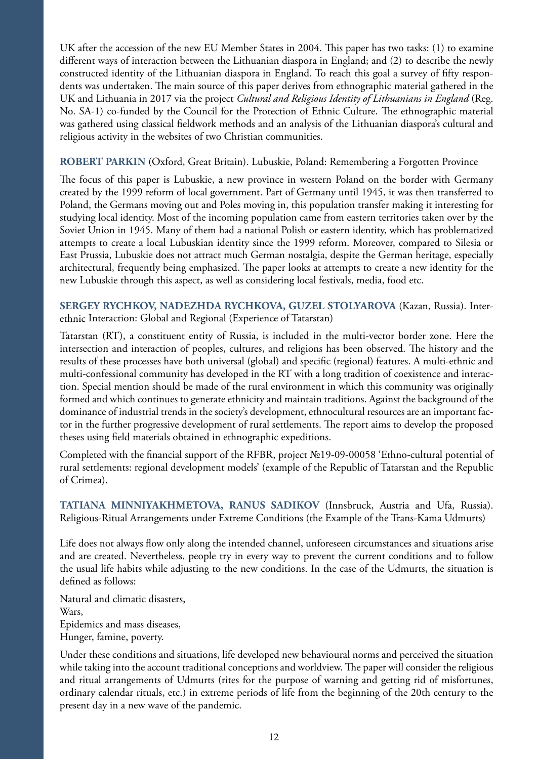UK after the accession of the new EU Member States in 2004. This paper has two tasks: (1) to examine different ways of interaction between the Lithuanian diaspora in England; and (2) to describe the newly constructed identity of the Lithuanian diaspora in England. To reach this goal a survey of fifty respondents was undertaken. The main source of this paper derives from ethnographic material gathered in the UK and Lithuania in 2017 via the project *Cultural and Religious Identity of Lithuanians in England* (Reg. No. SA-1) co-funded by the Council for the Protection of Ethnic Culture. The ethnographic material was gathered using classical fieldwork methods and an analysis of the Lithuanian diaspora's cultural and religious activity in the websites of two Christian communities.

**ROBERT PARKIN** (Oxford, Great Britain). Lubuskie, Poland: Remembering a Forgotten Province

The focus of this paper is Lubuskie, a new province in western Poland on the border with Germany created by the 1999 reform of local government. Part of Germany until 1945, it was then transferred to Poland, the Germans moving out and Poles moving in, this population transfer making it interesting for studying local identity. Most of the incoming population came from eastern territories taken over by the Soviet Union in 1945. Many of them had a national Polish or eastern identity, which has problematized attempts to create a local Lubuskian identity since the 1999 reform. Moreover, compared to Silesia or East Prussia, Lubuskie does not attract much German nostalgia, despite the German heritage, especially architectural, frequently being emphasized. The paper looks at attempts to create a new identity for the new Lubuskie through this aspect, as well as considering local festivals, media, food etc.

**SERGEY RYCHKOV, NADEZHDA RYCHKOVA, GUZEL STOLYAROVA** (Kazan, Russia). Interethnic Interaction: Global and Regional (Experience of Tatarstan)

Tatarstan (RT), a constituent entity of Russia, is included in the multi-vector border zone. Here the intersection and interaction of peoples, cultures, and religions has been observed. The history and the results of these processes have both universal (global) and specific (regional) features. A multi-ethnic and multi-confessional community has developed in the RT with a long tradition of coexistence and interaction. Special mention should be made of the rural environment in which this community was originally formed and which continues to generate ethnicity and maintain traditions. Against the background of the dominance of industrial trends in the society's development, ethnocultural resources are an important factor in the further progressive development of rural settlements. The report aims to develop the proposed theses using field materials obtained in ethnographic expeditions.

Completed with the financial support of the RFBR, project №19-09-00058 'Ethno-cultural potential of rural settlements: regional development models' (example of the Republic of Tatarstan and the Republic of Crimea).

**TATIANA MINNIYAKHMETOVA, RANUS SADIKOV** (Innsbruck, Austria and Ufa, Russia). Religious-Ritual Arrangements under Extreme Conditions (the Example of the Trans-Kama Udmurts)

Life does not always flow only along the intended channel, unforeseen circumstances and situations arise and are created. Nevertheless, people try in every way to prevent the current conditions and to follow the usual life habits while adjusting to the new conditions. In the case of the Udmurts, the situation is defined as follows:

Natural and climatic disasters,
Wars,
Epidemics and mass diseases,
Hunger, famine, poverty.

Under these conditions and situations, life developed new behavioural norms and perceived the situation while taking into the account traditional conceptions and worldview. The paper will consider the religious and ritual arrangements of Udmurts (rites for the purpose of warning and getting rid of misfortunes, ordinary calendar rituals, etc.) in extreme periods of life from the beginning of the 20th century to the present day in a new wave of the pandemic.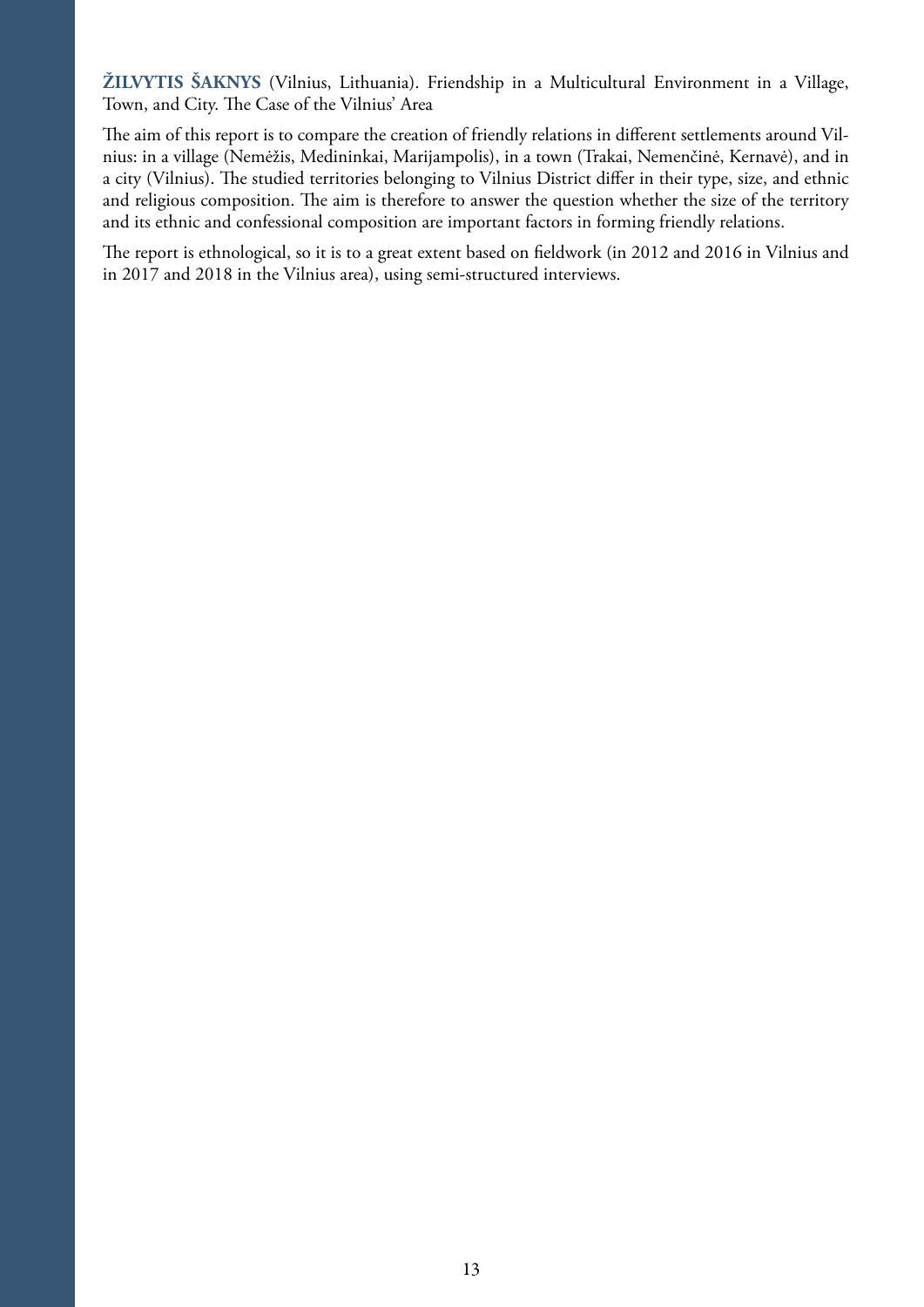**ŽILVYTIS ŠAKNYS** (Vilnius, Lithuania). Friendship in a Multicultural Environment in a Village, Town, and City. The Case of the Vilnius' Area

The aim of this report is to compare the creation of friendly relations in different settlements around Vilnius: in a village (Nemėžis, Medininkai, Marijampolis), in a town (Trakai, Nemenčinė, Kernavė), and in a city (Vilnius). The studied territories belonging to Vilnius District differ in their type, size, and ethnic and religious composition. The aim is therefore to answer the question whether the size of the territory and its ethnic and confessional composition are important factors in forming friendly relations.

The report is ethnological, so it is to a great extent based on fieldwork (in 2012 and 2016 in Vilnius and in 2017 and 2018 in the Vilnius area), using semi-structured interviews.